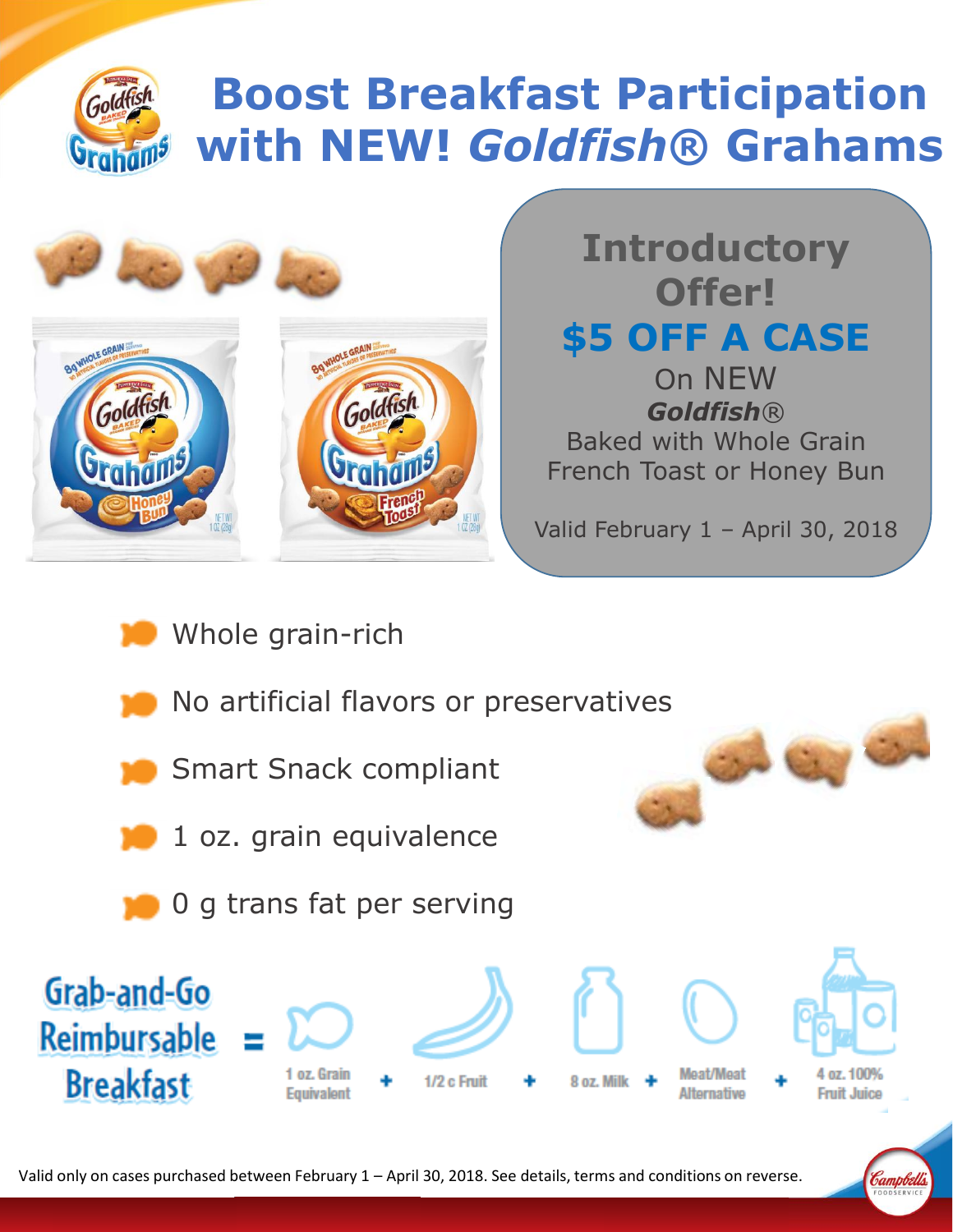# Boost Breakfast Participation with NEW! *Goldfish*® Grahams

## Introductory Offer!

## $5 OFF A CASE

On NEW
***Goldfish***®
Baked with Whole Grain
French Toast or Honey Bun

Valid February 1 – April 30, 2018

- Whole grain-rich
- No artificial flavors or preservatives
- Smart Snack compliant
- 1 oz. grain equivalence
- 0 g trans fat per serving

**Grab-and-Go Reimbursable Breakfast** = 1 oz. Grain Equivalent + 1/2 c Fruit + 8 oz. Milk + Meat/Meat Alternative + 4 oz. 100% Fruit Juice

Valid only on cases purchased between February 1 – April 30, 2018. See details, terms and conditions on reverse.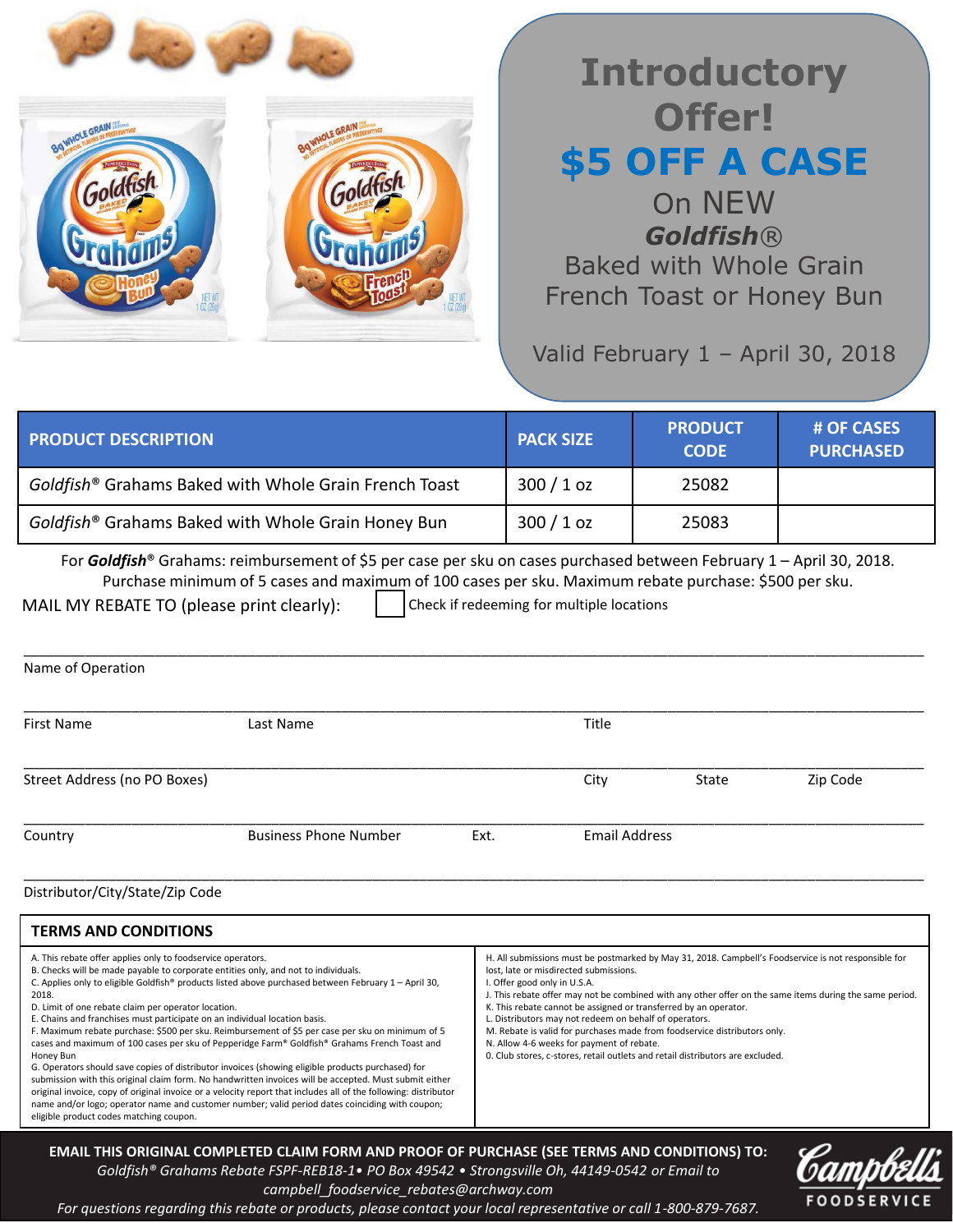# Introductory Offer!

## $5 OFF A CASE

On NEW
***Goldfish®***
Baked with Whole Grain
French Toast or Honey Bun

Valid February 1 – April 30, 2018

| PRODUCT DESCRIPTION | PACK SIZE | PRODUCT CODE | # OF CASES PURCHASED |
|---|---|---|---|
| *Goldfish®* Grahams Baked with Whole Grain French Toast | 300 / 1 oz | 25082 | |
| *Goldfish®* Grahams Baked with Whole Grain Honey Bun | 300 / 1 oz | 25083 | |

For ***Goldfish®*** Grahams: reimbursement of $5 per case per sku on cases purchased between February 1 – April 30, 2018. Purchase minimum of 5 cases and maximum of 100 cases per sku. Maximum rebate purchase: $500 per sku.

MAIL MY REBATE TO (please print clearly):

☐ Check if redeeming for multiple locations

Name of Operation

First Name | Last Name | Title

Street Address (no PO Boxes) | City | State | Zip Code

Country | Business Phone Number | Ext. | Email Address

Distributor/City/State/Zip Code

## TERMS AND CONDITIONS

A. This rebate offer applies only to foodservice operators.
B. Checks will be made payable to corporate entities only, and not to individuals.
C. Applies only to eligible Goldfish® products listed above purchased between February 1 – April 30, 2018.
D. Limit of one rebate claim per operator location.
E. Chains and franchises must participate on an individual location basis.
F. Maximum rebate purchase: $500 per sku. Reimbursement of $5 per case per sku on minimum of 5 cases and maximum of 100 cases per sku of Pepperidge Farm® Goldfish® Grahams French Toast and Honey Bun
G. Operators should save copies of distributor invoices (showing eligible products purchased) for submission with this original claim form. No handwritten invoices will be accepted. Must submit either original invoice, copy of original invoice or a velocity report that includes all of the following: distributor name and/or logo; operator name and customer number; valid period dates coinciding with coupon; eligible product codes matching coupon.
H. All submissions must be postmarked by May 31, 2018. Campbell's Foodservice is not responsible for lost, late or misdirected submissions.
I. Offer good only in U.S.A.
J. This rebate offer may not be combined with any other offer on the same items during the same period.
K. This rebate cannot be assigned or transferred by an operator.
L. Distributors may not redeem on behalf of operators.
M. Rebate is valid for purchases made from foodservice distributors only.
N. Allow 4-6 weeks for payment of rebate.
O. Club stores, c-stores, retail outlets and retail distributors are excluded.

**EMAIL THIS ORIGINAL COMPLETED CLAIM FORM AND PROOF OF PURCHASE (SEE TERMS AND CONDITIONS) TO:**
*Goldfish® Grahams Rebate FSPF-REB18-1• PO Box 49542 • Strongsville Oh, 44149-0542 or Email to campbell_foodservice_rebates@archway.com*
*For questions regarding this rebate or products, please contact your local representative or call 1-800-879-7687.*

Campbell's FOODSERVICE